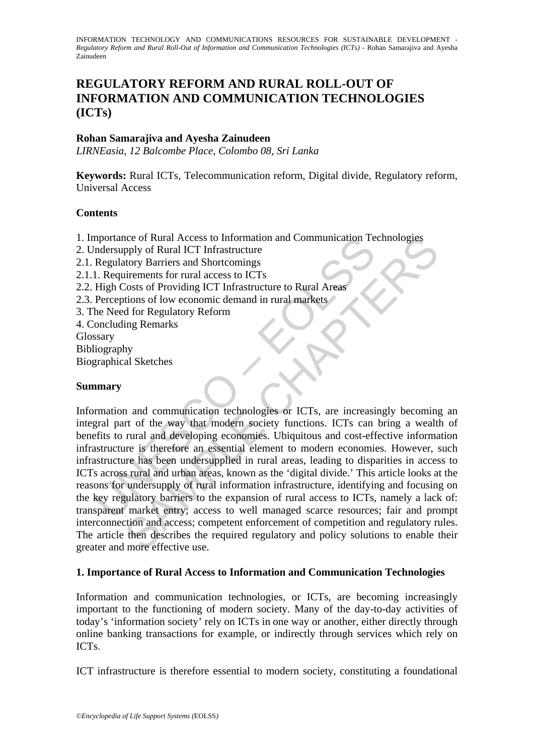# REGULATORY REFORM AND RURAL ROLL-OUT OF INFORMATION AND COMMUNICATION TECHNOLOGIES (ICTs)

**Rohan Samarajiva and Ayesha Zainudeen**

*LIRNEasia, 12 Balcombe Place, Colombo 08, Sri Lanka*

**Keywords:** Rural ICTs, Telecommunication reform, Digital divide, Regulatory reform, Universal Access

## Contents

1. Importance of Rural Access to Information and Communication Technologies
2. Undersupply of Rural ICT Infrastructure
2.1. Regulatory Barriers and Shortcomings
2.1.1. Requirements for rural access to ICTs
2.2. High Costs of Providing ICT Infrastructure to Rural Areas
2.3. Perceptions of low economic demand in rural markets
3. The Need for Regulatory Reform
4. Concluding Remarks
Glossary
Bibliography
Biographical Sketches

## Summary

Information and communication technologies or ICTs, are increasingly becoming an integral part of the way that modern society functions. ICTs can bring a wealth of benefits to rural and developing economies. Ubiquitous and cost-effective information infrastructure is therefore an essential element to modern economies. However, such infrastructure has been undersupplied in rural areas, leading to disparities in access to ICTs across rural and urban areas, known as the 'digital divide.' This article looks at the reasons for undersupply of rural information infrastructure, identifying and focusing on the key regulatory barriers to the expansion of rural access to ICTs, namely a lack of: transparent market entry; access to well managed scarce resources; fair and prompt interconnection and access; competent enforcement of competition and regulatory rules. The article then describes the required regulatory and policy solutions to enable their greater and more effective use.

## 1. Importance of Rural Access to Information and Communication Technologies

Information and communication technologies, or ICTs, are becoming increasingly important to the functioning of modern society. Many of the day-to-day activities of today's 'information society' rely on ICTs in one way or another, either directly through online banking transactions for example, or indirectly through services which rely on ICTs.

ICT infrastructure is therefore essential to modern society, constituting a foundational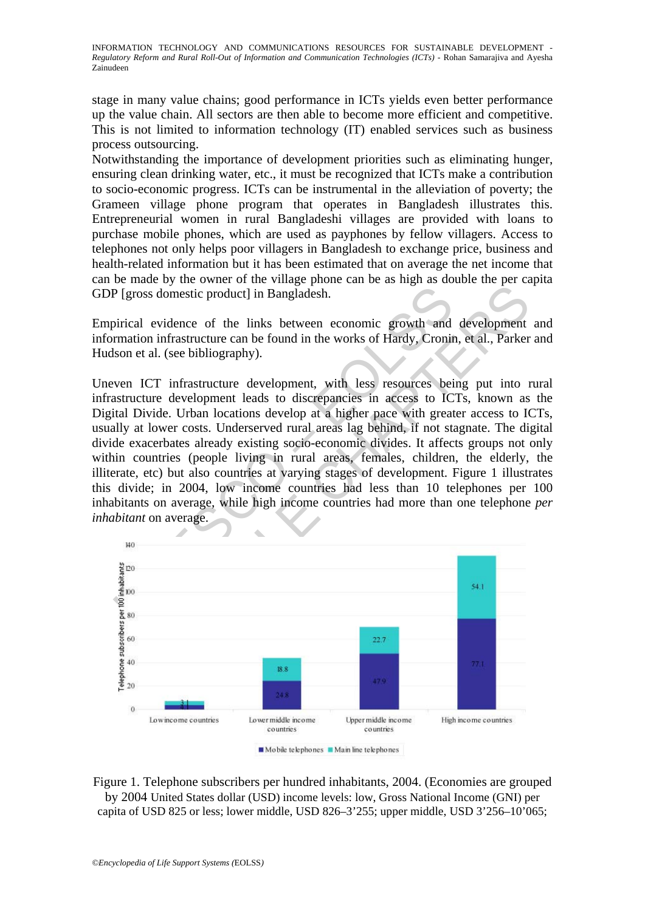stage in many value chains; good performance in ICTs yields even better performance up the value chain. All sectors are then able to become more efficient and competitive. This is not limited to information technology (IT) enabled services such as business process outsourcing.

Notwithstanding the importance of development priorities such as eliminating hunger, ensuring clean drinking water, etc., it must be recognized that ICTs make a contribution to socio-economic progress. ICTs can be instrumental in the alleviation of poverty; the Grameen village phone program that operates in Bangladesh illustrates this. Entrepreneurial women in rural Bangladeshi villages are provided with loans to purchase mobile phones, which are used as payphones by fellow villagers. Access to telephones not only helps poor villagers in Bangladesh to exchange price, business and health-related information but it has been estimated that on average the net income that can be made by the owner of the village phone can be as high as double the per capita GDP [gross domestic product] in Bangladesh.

Empirical evidence of the links between economic growth and development and information infrastructure can be found in the works of Hardy, Cronin, et al., Parker and Hudson et al. (see bibliography).

Uneven ICT infrastructure development, with less resources being put into rural infrastructure development leads to discrepancies in access to ICTs, known as the Digital Divide. Urban locations develop at a higher pace with greater access to ICTs, usually at lower costs. Underserved rural areas lag behind, if not stagnate. The digital divide exacerbates already existing socio-economic divides. It affects groups not only within countries (people living in rural areas, females, children, the elderly, the illiterate, etc) but also countries at varying stages of development. Figure 1 illustrates this divide; in 2004, low income countries had less than 10 telephones per 100 inhabitants on average, while high income countries had more than one telephone *per inhabitant* on average.

| Telephone subscribers per 100 inhabitants | Low income countries | Lower middle income countries | Upper middle income countries | High income countries |
|---|---|---|---|---|
| Mobile telephones | 4.4 | 24.8 | 47.9 | 77.1 |
| Main line telephones | 3.1 | 18.8 | 22.7 | 54.1 |

Figure 1. Telephone subscribers per hundred inhabitants, 2004. (Economies are grouped by 2004 United States dollar (USD) income levels: low, Gross National Income (GNI) per capita of USD 825 or less; lower middle, USD 826–3'255; upper middle, USD 3'256–10'065;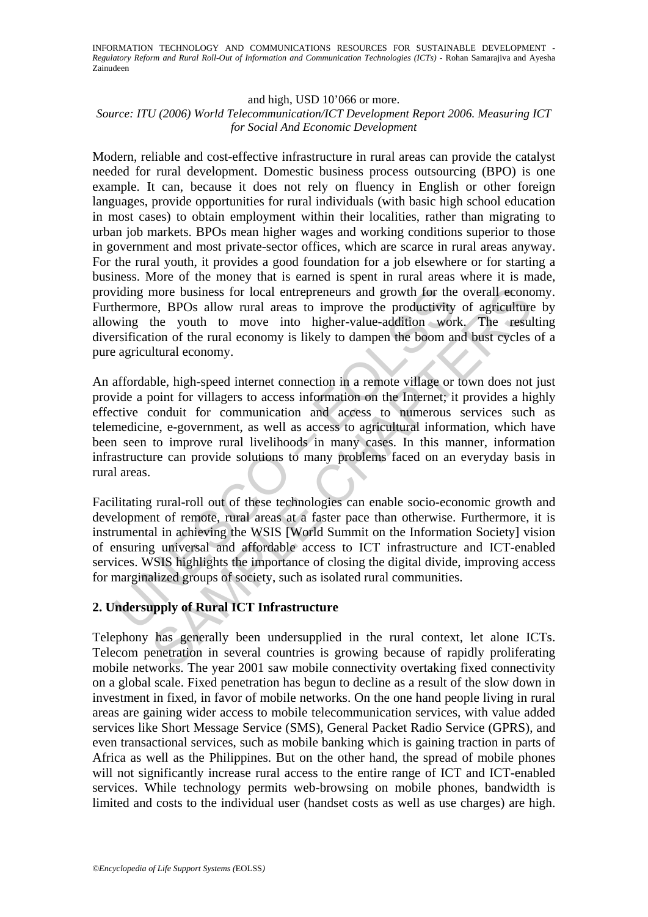and high, USD 10'066 or more.

*Source: ITU (2006) World Telecommunication/ICT Development Report 2006. Measuring ICT for Social And Economic Development*

Modern, reliable and cost-effective infrastructure in rural areas can provide the catalyst needed for rural development. Domestic business process outsourcing (BPO) is one example. It can, because it does not rely on fluency in English or other foreign languages, provide opportunities for rural individuals (with basic high school education in most cases) to obtain employment within their localities, rather than migrating to urban job markets. BPOs mean higher wages and working conditions superior to those in government and most private-sector offices, which are scarce in rural areas anyway. For the rural youth, it provides a good foundation for a job elsewhere or for starting a business. More of the money that is earned is spent in rural areas where it is made, providing more business for local entrepreneurs and growth for the overall economy. Furthermore, BPOs allow rural areas to improve the productivity of agriculture by allowing the youth to move into higher-value-addition work. The resulting diversification of the rural economy is likely to dampen the boom and bust cycles of a pure agricultural economy.

An affordable, high-speed internet connection in a remote village or town does not just provide a point for villagers to access information on the Internet; it provides a highly effective conduit for communication and access to numerous services such as telemedicine, e-government, as well as access to agricultural information, which have been seen to improve rural livelihoods in many cases. In this manner, information infrastructure can provide solutions to many problems faced on an everyday basis in rural areas.

Facilitating rural-roll out of these technologies can enable socio-economic growth and development of remote, rural areas at a faster pace than otherwise. Furthermore, it is instrumental in achieving the WSIS [World Summit on the Information Society] vision of ensuring universal and affordable access to ICT infrastructure and ICT-enabled services. WSIS highlights the importance of closing the digital divide, improving access for marginalized groups of society, such as isolated rural communities.

## 2. Undersupply of Rural ICT Infrastructure

Telephony has generally been undersupplied in the rural context, let alone ICTs. Telecom penetration in several countries is growing because of rapidly proliferating mobile networks. The year 2001 saw mobile connectivity overtaking fixed connectivity on a global scale. Fixed penetration has begun to decline as a result of the slow down in investment in fixed, in favor of mobile networks. On the one hand people living in rural areas are gaining wider access to mobile telecommunication services, with value added services like Short Message Service (SMS), General Packet Radio Service (GPRS), and even transactional services, such as mobile banking which is gaining traction in parts of Africa as well as the Philippines. But on the other hand, the spread of mobile phones will not significantly increase rural access to the entire range of ICT and ICT-enabled services. While technology permits web-browsing on mobile phones, bandwidth is limited and costs to the individual user (handset costs as well as use charges) are high.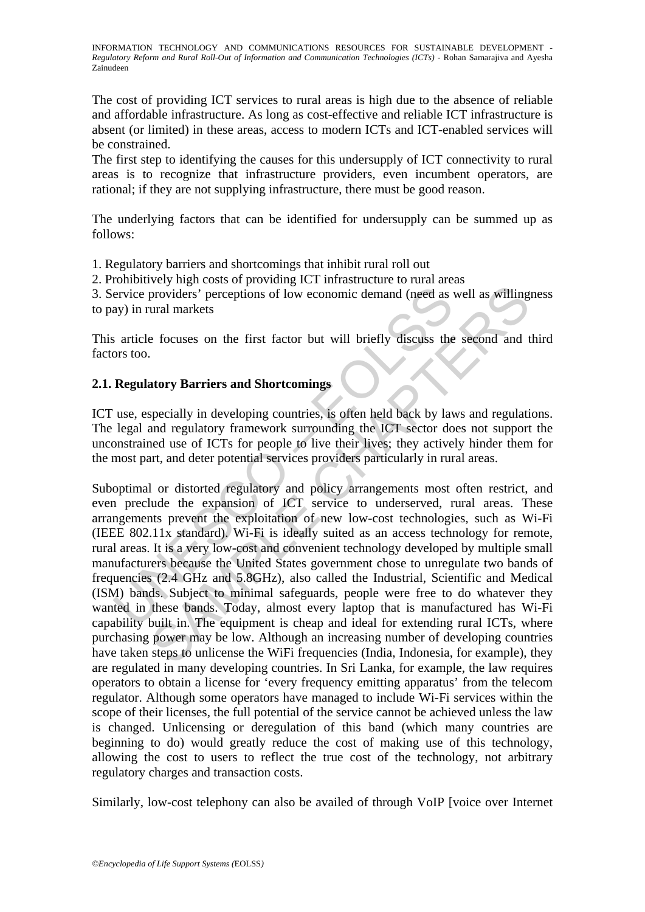The cost of providing ICT services to rural areas is high due to the absence of reliable and affordable infrastructure. As long as cost-effective and reliable ICT infrastructure is absent (or limited) in these areas, access to modern ICTs and ICT-enabled services will be constrained.

The first step to identifying the causes for this undersupply of ICT connectivity to rural areas is to recognize that infrastructure providers, even incumbent operators, are rational; if they are not supplying infrastructure, there must be good reason.

The underlying factors that can be identified for undersupply can be summed up as follows:

1. Regulatory barriers and shortcomings that inhibit rural roll out
2. Prohibitively high costs of providing ICT infrastructure to rural areas
3. Service providers' perceptions of low economic demand (need as well as willingness to pay) in rural markets

This article focuses on the first factor but will briefly discuss the second and third factors too.

## 2.1. Regulatory Barriers and Shortcomings

ICT use, especially in developing countries, is often held back by laws and regulations. The legal and regulatory framework surrounding the ICT sector does not support the unconstrained use of ICTs for people to live their lives; they actively hinder them for the most part, and deter potential services providers particularly in rural areas.

Suboptimal or distorted regulatory and policy arrangements most often restrict, and even preclude the expansion of ICT service to underserved, rural areas. These arrangements prevent the exploitation of new low-cost technologies, such as Wi-Fi (IEEE 802.11x standard). Wi-Fi is ideally suited as an access technology for remote, rural areas. It is a very low-cost and convenient technology developed by multiple small manufacturers because the United States government chose to unregulate two bands of frequencies (2.4 GHz and 5.8GHz), also called the Industrial, Scientific and Medical (ISM) bands. Subject to minimal safeguards, people were free to do whatever they wanted in these bands. Today, almost every laptop that is manufactured has Wi-Fi capability built in. The equipment is cheap and ideal for extending rural ICTs, where purchasing power may be low. Although an increasing number of developing countries have taken steps to unlicense the WiFi frequencies (India, Indonesia, for example), they are regulated in many developing countries. In Sri Lanka, for example, the law requires operators to obtain a license for 'every frequency emitting apparatus' from the telecom regulator. Although some operators have managed to include Wi-Fi services within the scope of their licenses, the full potential of the service cannot be achieved unless the law is changed. Unlicensing or deregulation of this band (which many countries are beginning to do) would greatly reduce the cost of making use of this technology, allowing the cost to users to reflect the true cost of the technology, not arbitrary regulatory charges and transaction costs.

Similarly, low-cost telephony can also be availed of through VoIP [voice over Internet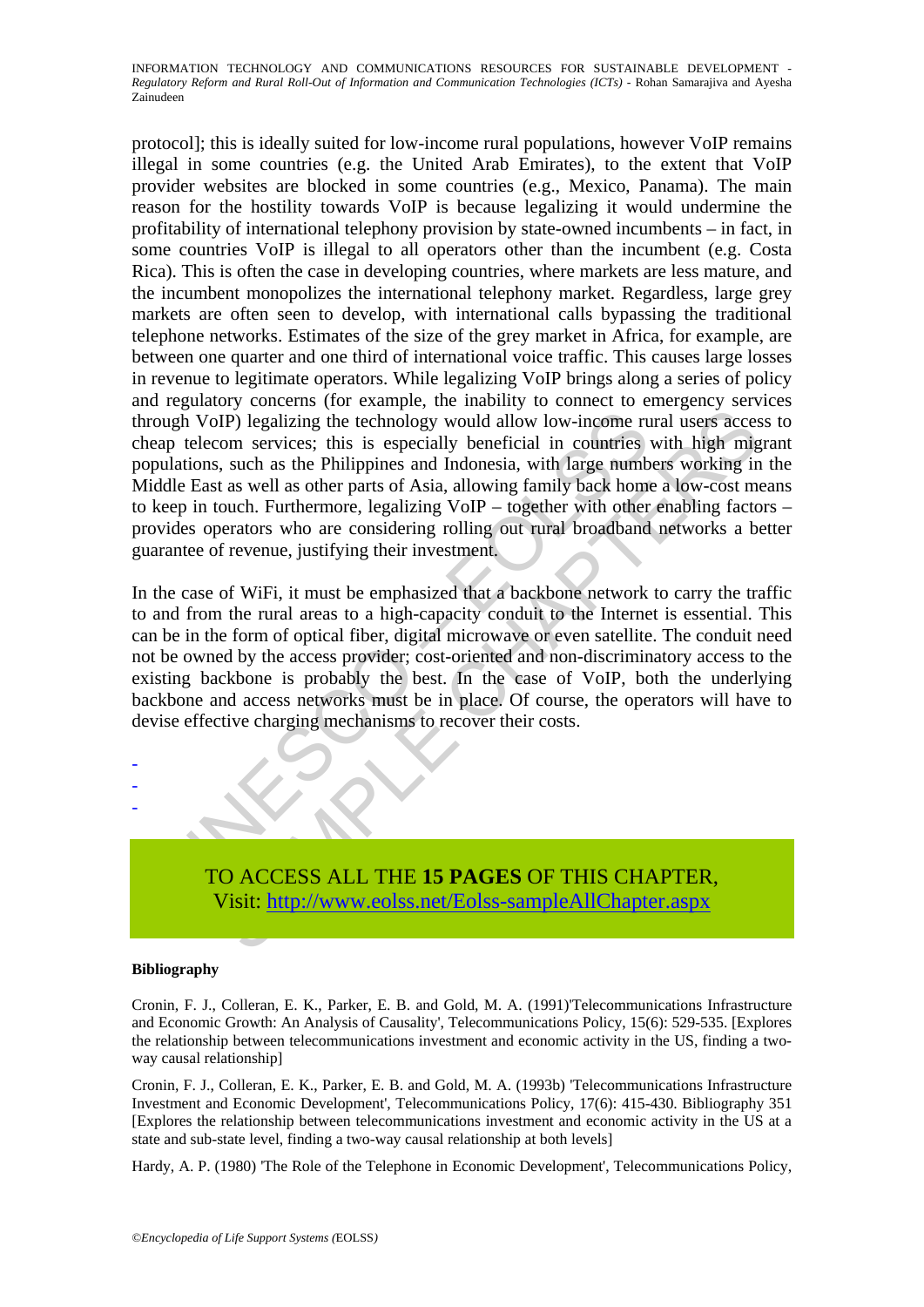protocol]; this is ideally suited for low-income rural populations, however VoIP remains illegal in some countries (e.g. the United Arab Emirates), to the extent that VoIP provider websites are blocked in some countries (e.g., Mexico, Panama). The main reason for the hostility towards VoIP is because legalizing it would undermine the profitability of international telephony provision by state-owned incumbents – in fact, in some countries VoIP is illegal to all operators other than the incumbent (e.g. Costa Rica). This is often the case in developing countries, where markets are less mature, and the incumbent monopolizes the international telephony market. Regardless, large grey markets are often seen to develop, with international calls bypassing the traditional telephone networks. Estimates of the size of the grey market in Africa, for example, are between one quarter and one third of international voice traffic. This causes large losses in revenue to legitimate operators. While legalizing VoIP brings along a series of policy and regulatory concerns (for example, the inability to connect to emergency services through VoIP) legalizing the technology would allow low-income rural users access to cheap telecom services; this is especially beneficial in countries with high migrant populations, such as the Philippines and Indonesia, with large numbers working in the Middle East as well as other parts of Asia, allowing family back home a low-cost means to keep in touch. Furthermore, legalizing VoIP – together with other enabling factors – provides operators who are considering rolling out rural broadband networks a better guarantee of revenue, justifying their investment.

In the case of WiFi, it must be emphasized that a backbone network to carry the traffic to and from the rural areas to a high-capacity conduit to the Internet is essential. This can be in the form of optical fiber, digital microwave or even satellite. The conduit need not be owned by the access provider; cost-oriented and non-discriminatory access to the existing backbone is probably the best. In the case of VoIP, both the underlying backbone and access networks must be in place. Of course, the operators will have to devise effective charging mechanisms to recover their costs.

-
-
-

TO ACCESS ALL THE **15 PAGES** OF THIS CHAPTER,
Visit: http://www.eolss.net/Eolss-sampleAllChapter.aspx

#### Bibliography

Cronin, F. J., Colleran, E. K., Parker, E. B. and Gold, M. A. (1991)'Telecommunications Infrastructure and Economic Growth: An Analysis of Causality', Telecommunications Policy, 15(6): 529-535. [Explores the relationship between telecommunications investment and economic activity in the US, finding a two-way causal relationship]

Cronin, F. J., Colleran, E. K., Parker, E. B. and Gold, M. A. (1993b) 'Telecommunications Infrastructure Investment and Economic Development', Telecommunications Policy, 17(6): 415-430. Bibliography 351 [Explores the relationship between telecommunications investment and economic activity in the US at a state and sub-state level, finding a two-way causal relationship at both levels]

Hardy, A. P. (1980) 'The Role of the Telephone in Economic Development', Telecommunications Policy,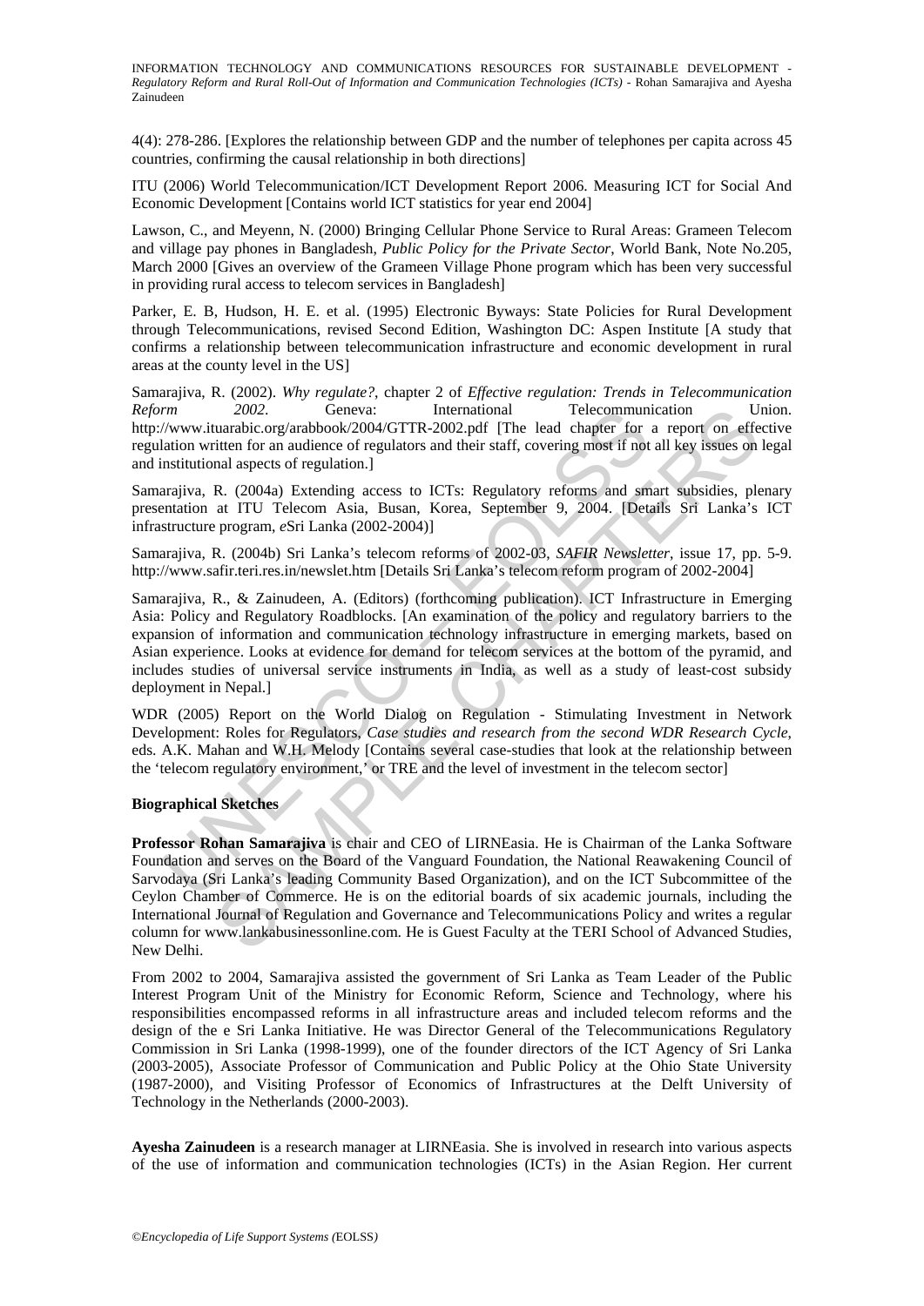4(4): 278-286. [Explores the relationship between GDP and the number of telephones per capita across 45 countries, confirming the causal relationship in both directions]

ITU (2006) World Telecommunication/ICT Development Report 2006. Measuring ICT for Social And Economic Development [Contains world ICT statistics for year end 2004]

Lawson, C., and Meyenn, N. (2000) Bringing Cellular Phone Service to Rural Areas: Grameen Telecom and village pay phones in Bangladesh, *Public Policy for the Private Sector*, World Bank, Note No.205, March 2000 [Gives an overview of the Grameen Village Phone program which has been very successful in providing rural access to telecom services in Bangladesh]

Parker, E. B, Hudson, H. E. et al. (1995) Electronic Byways: State Policies for Rural Development through Telecommunications, revised Second Edition, Washington DC: Aspen Institute [A study that confirms a relationship between telecommunication infrastructure and economic development in rural areas at the county level in the US]

Samarajiva, R. (2002). *Why regulate?*, chapter 2 of *Effective regulation: Trends in Telecommunication Reform 2002*. Geneva: International Telecommunication Union. http://www.ituarabic.org/arabbook/2004/GTTR-2002.pdf [The lead chapter for a report on effective regulation written for an audience of regulators and their staff, covering most if not all key issues on legal and institutional aspects of regulation.]

Samarajiva, R. (2004a) Extending access to ICTs: Regulatory reforms and smart subsidies, plenary presentation at ITU Telecom Asia, Busan, Korea, September 9, 2004. [Details Sri Lanka's ICT infrastructure program, *e*Sri Lanka (2002-2004)]

Samarajiva, R. (2004b) Sri Lanka's telecom reforms of 2002-03, *SAFIR Newsletter*, issue 17, pp. 5-9. http://www.safir.teri.res.in/newslet.htm [Details Sri Lanka's telecom reform program of 2002-2004]

Samarajiva, R., & Zainudeen, A. (Editors) (forthcoming publication). ICT Infrastructure in Emerging Asia: Policy and Regulatory Roadblocks. [An examination of the policy and regulatory barriers to the expansion of information and communication technology infrastructure in emerging markets, based on Asian experience. Looks at evidence for demand for telecom services at the bottom of the pyramid, and includes studies of universal service instruments in India, as well as a study of least-cost subsidy deployment in Nepal.]

WDR (2005) Report on the World Dialog on Regulation - Stimulating Investment in Network Development: Roles for Regulators, *Case studies and research from the second WDR Research Cycle*, eds. A.K. Mahan and W.H. Melody [Contains several case-studies that look at the relationship between the 'telecom regulatory environment,' or TRE and the level of investment in the telecom sector]

**Biographical Sketches**

**Professor Rohan Samarajiva** is chair and CEO of LIRNEasia. He is Chairman of the Lanka Software Foundation and serves on the Board of the Vanguard Foundation, the National Reawakening Council of Sarvodaya (Sri Lanka's leading Community Based Organization), and on the ICT Subcommittee of the Ceylon Chamber of Commerce. He is on the editorial boards of six academic journals, including the International Journal of Regulation and Governance and Telecommunications Policy and writes a regular column for www.lankabusinessonline.com. He is Guest Faculty at the TERI School of Advanced Studies, New Delhi.

From 2002 to 2004, Samarajiva assisted the government of Sri Lanka as Team Leader of the Public Interest Program Unit of the Ministry for Economic Reform, Science and Technology, where his responsibilities encompassed reforms in all infrastructure areas and included telecom reforms and the design of the e Sri Lanka Initiative. He was Director General of the Telecommunications Regulatory Commission in Sri Lanka (1998-1999), one of the founder directors of the ICT Agency of Sri Lanka (2003-2005), Associate Professor of Communication and Public Policy at the Ohio State University (1987-2000), and Visiting Professor of Economics of Infrastructures at the Delft University of Technology in the Netherlands (2000-2003).

**Ayesha Zainudeen** is a research manager at LIRNEasia. She is involved in research into various aspects of the use of information and communication technologies (ICTs) in the Asian Region. Her current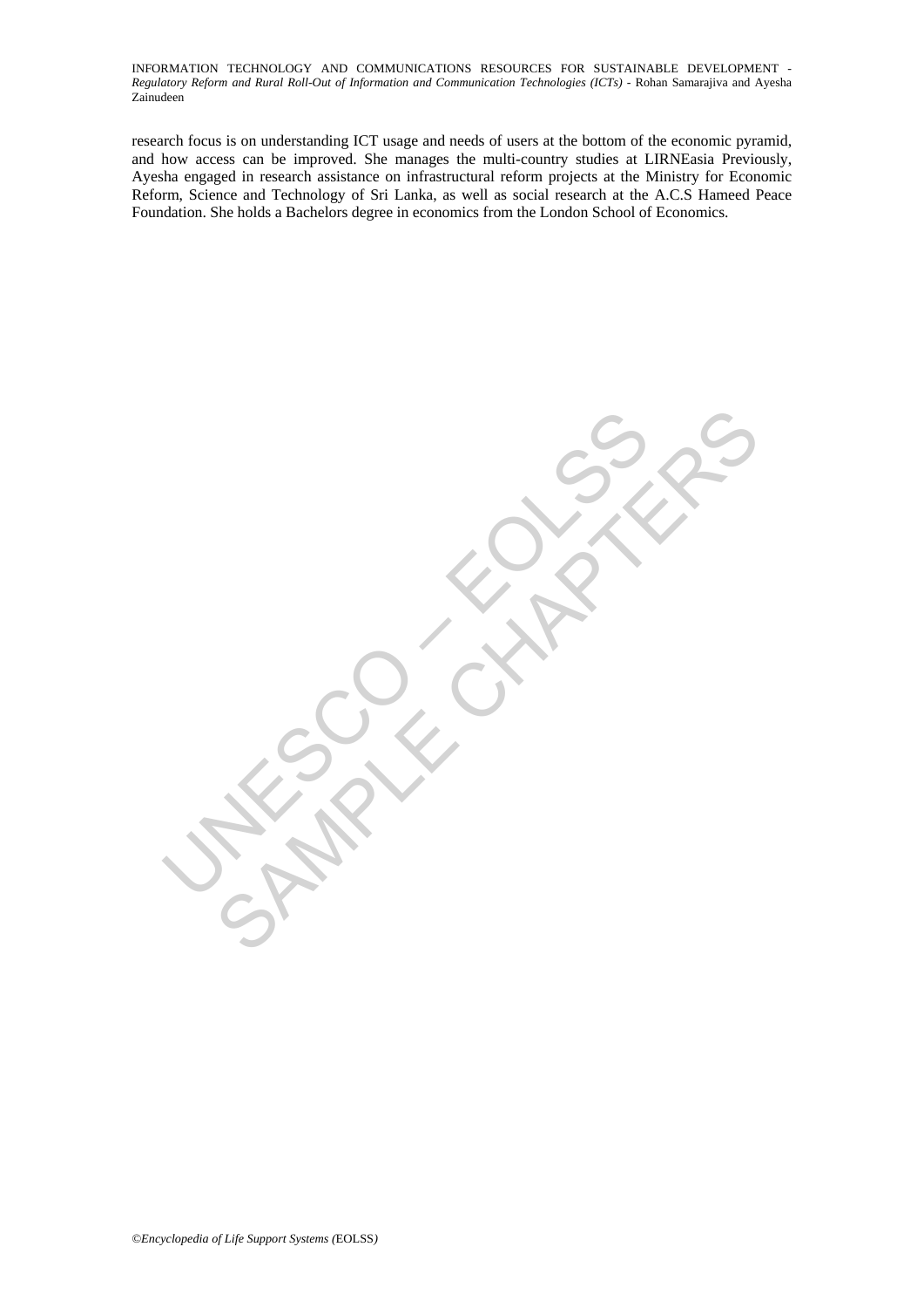research focus is on understanding ICT usage and needs of users at the bottom of the economic pyramid, and how access can be improved. She manages the multi-country studies at LIRNEasia Previously, Ayesha engaged in research assistance on infrastructural reform projects at the Ministry for Economic Reform, Science and Technology of Sri Lanka, as well as social research at the A.C.S Hameed Peace Foundation. She holds a Bachelors degree in economics from the London School of Economics.